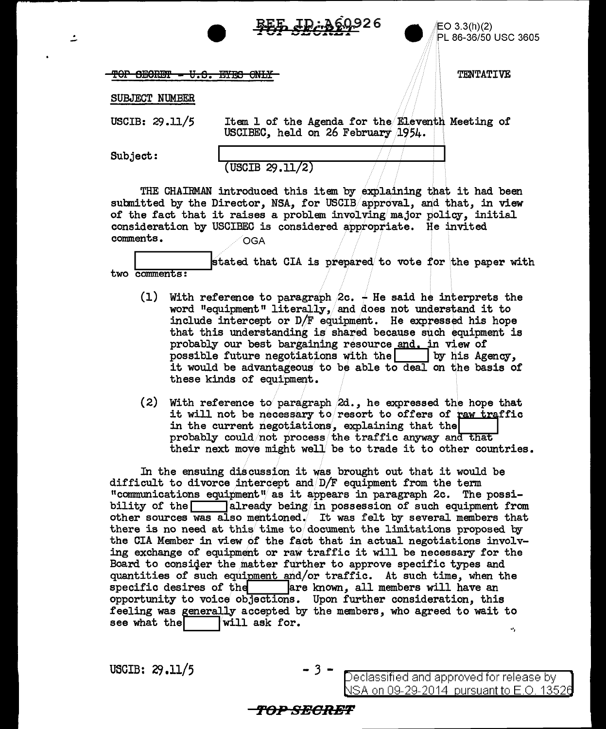REF ID:A60926

EO 3.3(h)(2)
PL 86-36/50 USC 3605

~~TOP SECRET - U.S. EYES ONLY~~

TENTATIVE

SUBJECT NUMBER

USCIB: 29.11/5 — Item 1 of the Agenda for the Eleventh Meeting of USCIBEC, held on 26 February 1954.

Subject: [REDACTED] (USCIB 29.11/2)

THE CHAIRMAN introduced this item by explaining that it had been submitted by the Director, NSA, for USCIB approval, and that, in view of the fact that it raises a problem involving major policy, initial consideration by USCIBEC is considered appropriate. He invited comments.

OGA

[REDACTED] stated that CIA is prepared to vote for the paper with two comments:

(1) With reference to paragraph 2c. - He said he interprets the word "equipment" literally, and does not understand it to include intercept or D/F equipment. He expressed his hope that this understanding is shared because such equipment is probably our best bargaining resource and, in view of possible future negotiations with the [REDACTED] by his Agency, it would be advantageous to be able to deal on the basis of these kinds of equipment.

(2) With reference to paragraph 2d., he expressed the hope that it will not be necessary to resort to offers of raw traffic in the current negotiations, explaining that the [REDACTED] probably could not process the traffic anyway and that their next move might well be to trade it to other countries.

In the ensuing discussion it was brought out that it would be difficult to divorce intercept and D/F equipment from the term "communications equipment" as it appears in paragraph 2c. The possibility of the [REDACTED] already being in possession of such equipment from other sources was also mentioned. It was felt by several members that there is no need at this time to document the limitations proposed by the CIA Member in view of the fact that in actual negotiations involving exchange of equipment or raw traffic it will be necessary for the Board to consider the matter further to approve specific types and quantities of such equipment and/or traffic. At such time, when the specific desires of the [REDACTED] are known, all members will have an opportunity to voice objections. Upon further consideration, this feeling was generally accepted by the members, who agreed to wait to see what the [REDACTED] will ask for.

USCIB: 29.11/5

Declassified and approved for release by NSA on 09-29-2014 pursuant to E.O. 13526

TOP SECRET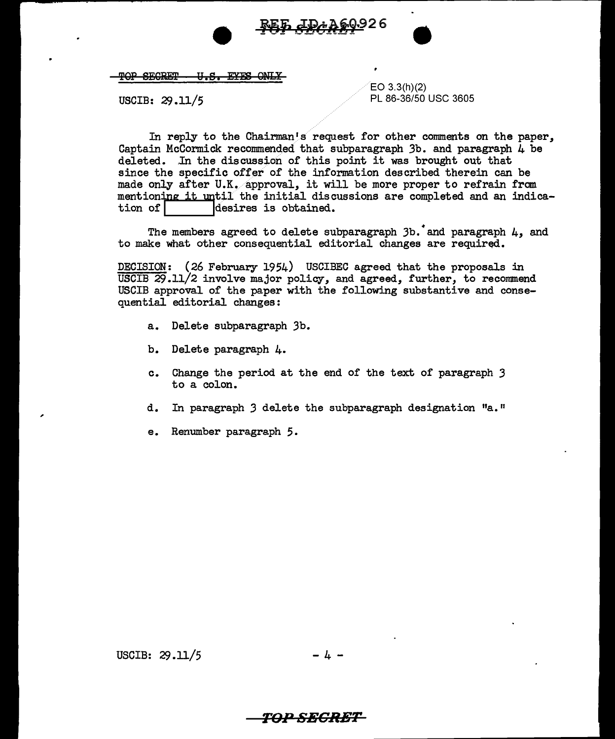TOP SECRET - U.S. EYES ONLY

USCIB: 29.11/5

EO 3.3(h)(2)
PL 86-36/50 USC 3605

In reply to the Chairman's request for other comments on the paper, Captain McCormick recommended that subparagraph 3b. and paragraph 4 be deleted. In the discussion of this point it was brought out that since the specific offer of the information described therein can be made only after U.K. approval, it will be more proper to refrain from mentioning it until the initial discussions are completed and an indication of [          ] desires is obtained.

The members agreed to delete subparagraph 3b. and paragraph 4, and to make what other consequential editorial changes are required.

DECISION: (26 February 1954) USCIBEC agreed that the proposals in USCIB 29.11/2 involve major policy, and agreed, further, to recommend USCIB approval of the paper with the following substantive and consequential editorial changes:

a. Delete subparagraph 3b.

b. Delete paragraph 4.

c. Change the period at the end of the text of paragraph 3 to a colon.

d. In paragraph 3 delete the subparagraph designation "a."

e. Renumber paragraph 5.

USCIB: 29.11/5

TOP SECRET